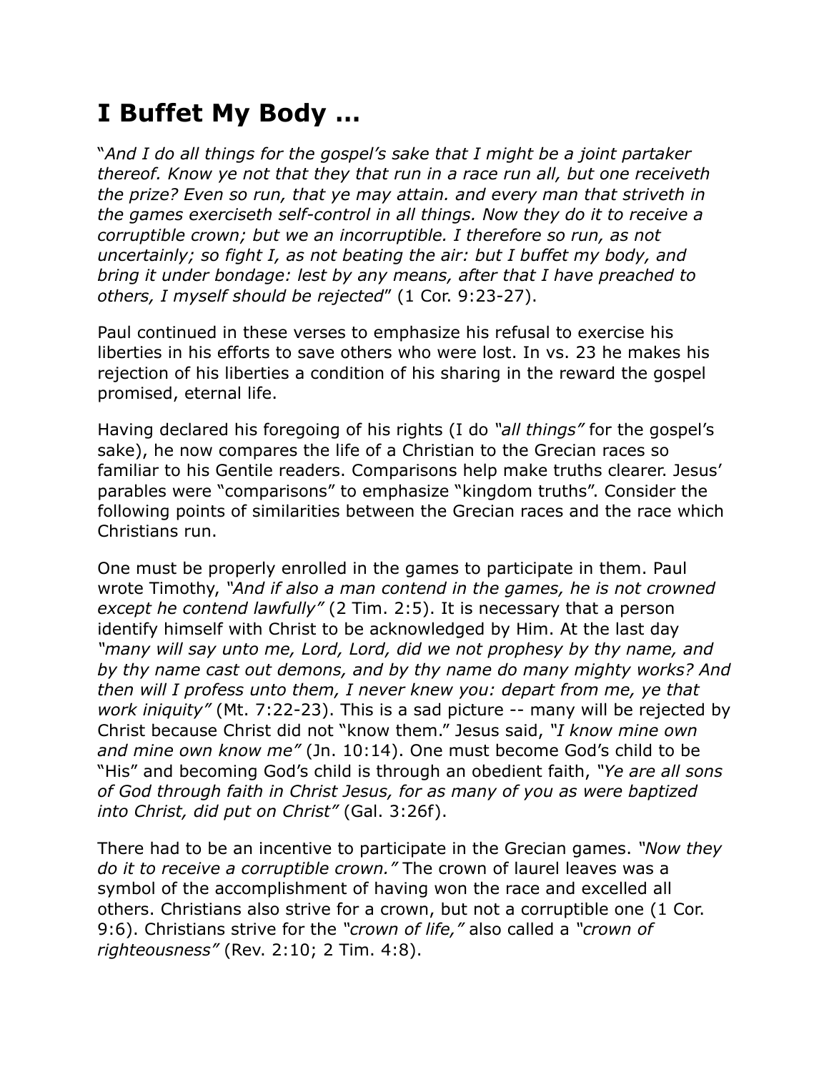# I Buffet My Body …

"*And I do all things for the gospel's sake that I might be a joint partaker thereof. Know ye not that they that run in a race run all, but one receiveth the prize? Even so run, that ye may attain. and every man that striveth in the games exerciseth self-control in all things. Now they do it to receive a corruptible crown; but we an incorruptible. I therefore so run, as not uncertainly; so fight I, as not beating the air: but I buffet my body, and bring it under bondage: lest by any means, after that I have preached to others, I myself should be rejected*" (1 Cor. 9:23-27).

Paul continued in these verses to emphasize his refusal to exercise his liberties in his efforts to save others who were lost. In vs. 23 he makes his rejection of his liberties a condition of his sharing in the reward the gospel promised, eternal life.

Having declared his foregoing of his rights (I do *"all things"* for the gospel's sake), he now compares the life of a Christian to the Grecian races so familiar to his Gentile readers. Comparisons help make truths clearer. Jesus' parables were "comparisons" to emphasize "kingdom truths". Consider the following points of similarities between the Grecian races and the race which Christians run.

One must be properly enrolled in the games to participate in them. Paul wrote Timothy, *"And if also a man contend in the games, he is not crowned except he contend lawfully"* (2 Tim. 2:5). It is necessary that a person identify himself with Christ to be acknowledged by Him. At the last day *"many will say unto me, Lord, Lord, did we not prophesy by thy name, and by thy name cast out demons, and by thy name do many mighty works? And then will I profess unto them, I never knew you: depart from me, ye that work iniquity"* (Mt. 7:22-23). This is a sad picture -- many will be rejected by Christ because Christ did not "know them." Jesus said, *"I know mine own and mine own know me"* (Jn. 10:14). One must become God's child to be "His" and becoming God's child is through an obedient faith, *"Ye are all sons of God through faith in Christ Jesus, for as many of you as were baptized into Christ, did put on Christ"* (Gal. 3:26f).

There had to be an incentive to participate in the Grecian games. *"Now they do it to receive a corruptible crown."* The crown of laurel leaves was a symbol of the accomplishment of having won the race and excelled all others. Christians also strive for a crown, but not a corruptible one (1 Cor. 9:6). Christians strive for the *"crown of life,"* also called a *"crown of righteousness"* (Rev. 2:10; 2 Tim. 4:8).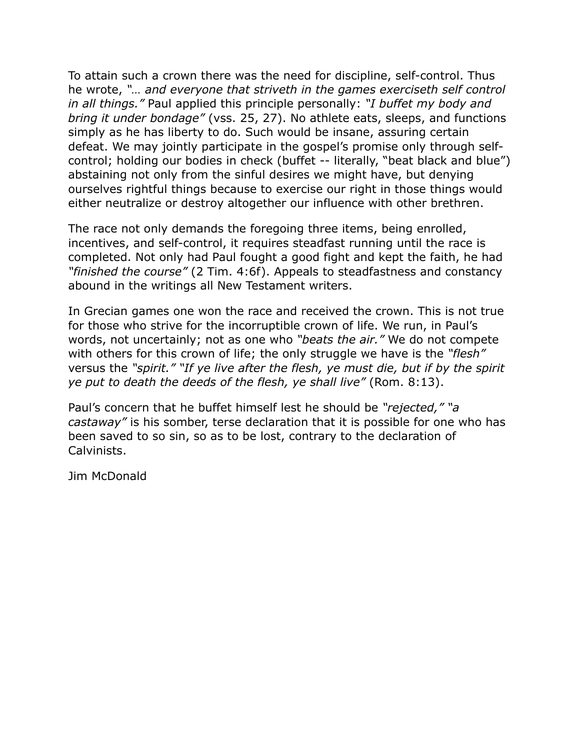To attain such a crown there was the need for discipline, self-control. Thus he wrote, *"… and everyone that striveth in the games exerciseth self control in all things."* Paul applied this principle personally: *"I buffet my body and bring it under bondage"* (vss. 25, 27). No athlete eats, sleeps, and functions simply as he has liberty to do. Such would be insane, assuring certain defeat. We may jointly participate in the gospel's promise only through self-control; holding our bodies in check (buffet -- literally, "beat black and blue") abstaining not only from the sinful desires we might have, but denying ourselves rightful things because to exercise our right in those things would either neutralize or destroy altogether our influence with other brethren.

The race not only demands the foregoing three items, being enrolled, incentives, and self-control, it requires steadfast running until the race is completed. Not only had Paul fought a good fight and kept the faith, he had *"finished the course"* (2 Tim. 4:6f). Appeals to steadfastness and constancy abound in the writings all New Testament writers.

In Grecian games one won the race and received the crown. This is not true for those who strive for the incorruptible crown of life. We run, in Paul's words, not uncertainly; not as one who *"beats the air."* We do not compete with others for this crown of life; the only struggle we have is the *"flesh"* versus the *"spirit." "If ye live after the flesh, ye must die, but if by the spirit ye put to death the deeds of the flesh, ye shall live"* (Rom. 8:13).

Paul's concern that he buffet himself lest he should be *"rejected," "a castaway"* is his somber, terse declaration that it is possible for one who has been saved to so sin, so as to be lost, contrary to the declaration of Calvinists.

Jim McDonald